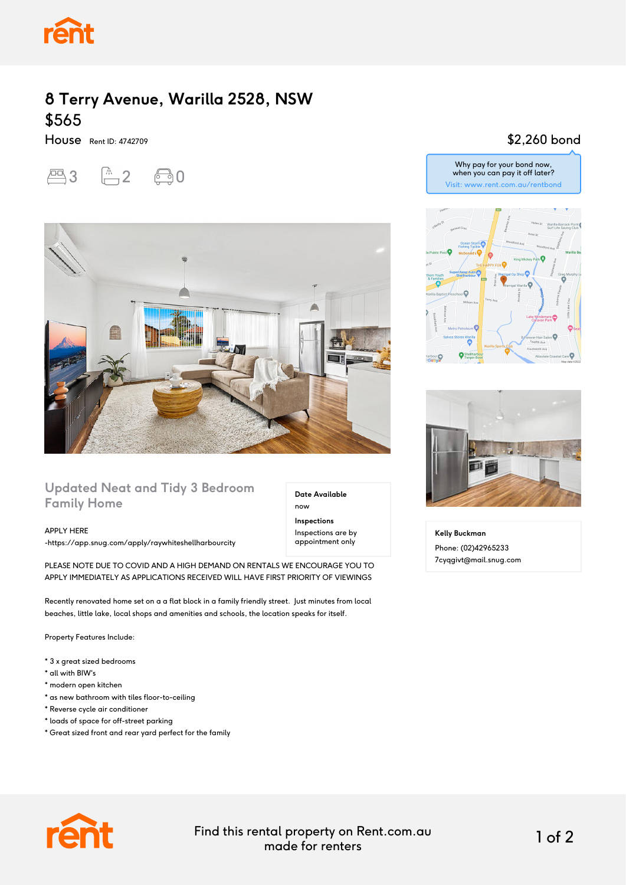# 8 Terry Avenue, Warilla 2528, NSW

**$565**

House Rent ID: 4742709

3 bedrooms | 2 bathrooms | 0 parking

$2,260 bond

Why pay for your bond now, when you can pay it off later?
Visit: www.rent.com.au/rentbond

## Updated Neat and Tidy 3 Bedroom Family Home

**Date Available**
now

**Inspections**
Inspections are by appointment only

APPLY HERE
-https://app.snug.com/apply/raywhiteshellharbourcity

PLEASE NOTE DUE TO COVID AND A HIGH DEMAND ON RENTALS WE ENCOURAGE YOU TO APPLY IMMEDIATELY AS APPLICATIONS RECEIVED WILL HAVE FIRST PRIORITY OF VIEWINGS

Recently renovated home set on a a flat block in a family friendly street. Just minutes from local beaches, little lake, local shops and amenities and schools, the location speaks for itself.

Property Features Include:

* 3 x great sized bedrooms
* all with BIW's
* modern open kitchen
* as new bathroom with tiles floor-to-ceiling
* Reverse cycle air conditioner
* loads of space for off-street parking
* Great sized front and rear yard perfect for the family

**Kelly Buckman**
Phone: (02)42965233
7cyqgivt@mail.snug.com

Find this rental property on Rent.com.au made for renters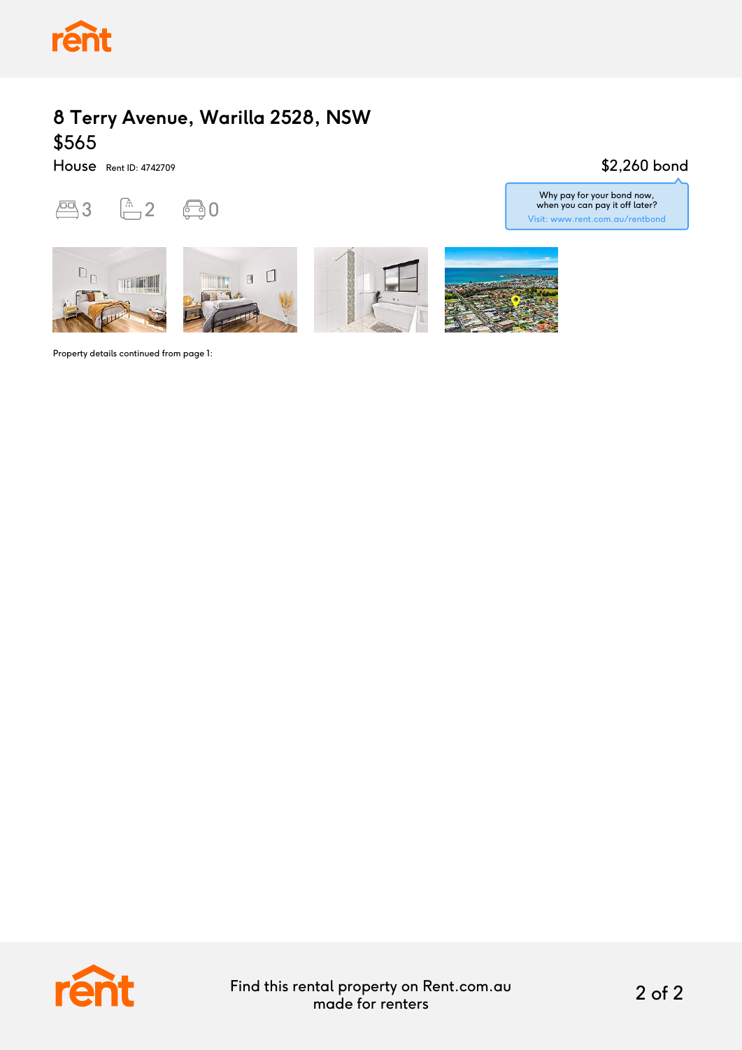# 8 Terry Avenue, Warilla 2528, NSW

$565

House Rent ID: 4742709

$2,260 bond

Why pay for your bond now, when you can pay it off later?
Visit: www.rent.com.au/rentbond

3 2 0

Property details continued from page 1:

Find this rental property on Rent.com.au made for renters